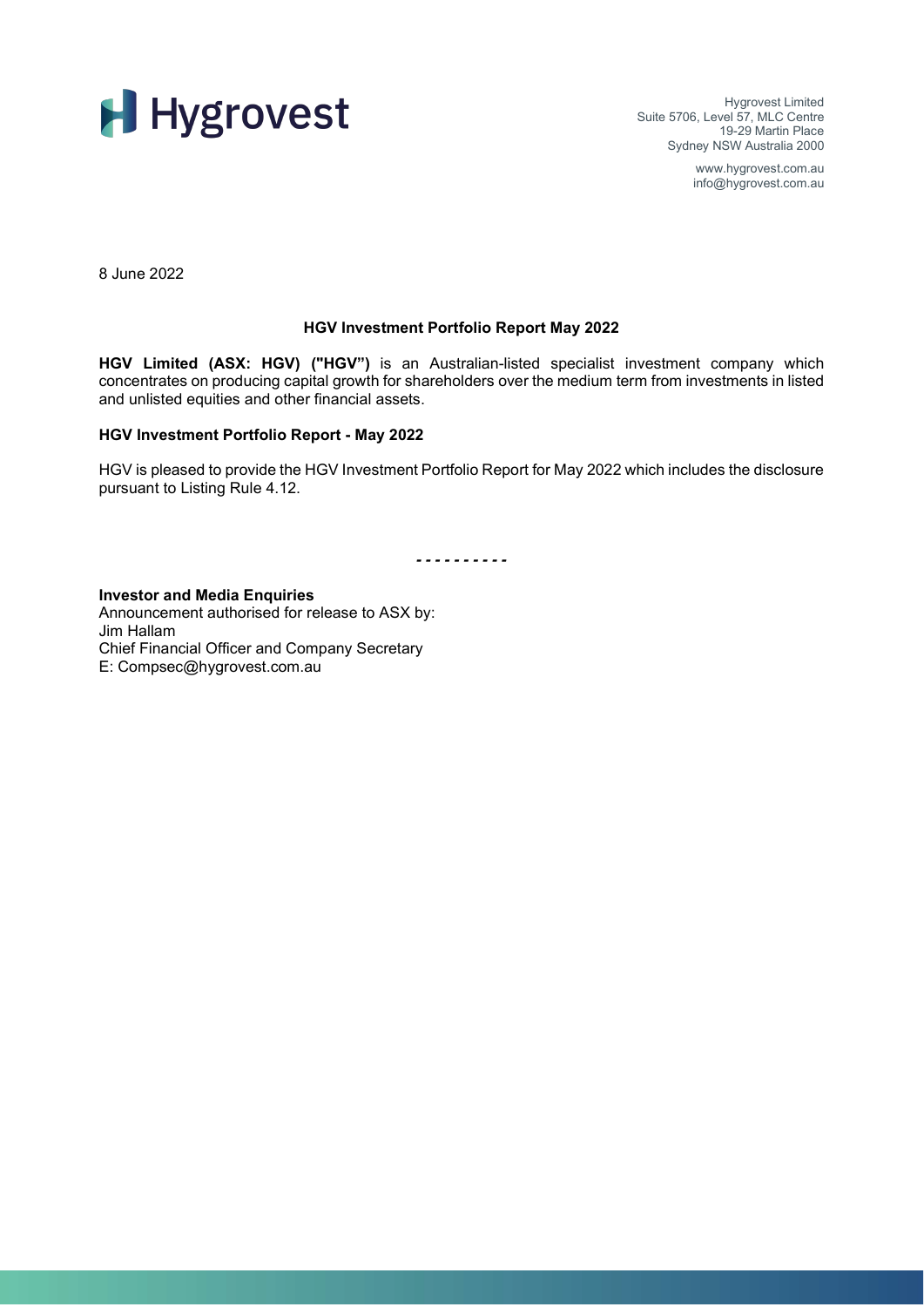Hygrovest

Hygrovest Limited
Suite 5706, Level 57, MLC Centre
19-29 Martin Place
Sydney NSW Australia 2000

www.hygrovest.com.au
info@hygrovest.com.au

8 June 2022

## HGV Investment Portfolio Report May 2022

**HGV Limited (ASX: HGV) ("HGV")** is an Australian-listed specialist investment company which concentrates on producing capital growth for shareholders over the medium term from investments in listed and unlisted equities and other financial assets.

### HGV Investment Portfolio Report - May 2022

HGV is pleased to provide the HGV Investment Portfolio Report for May 2022 which includes the disclosure pursuant to Listing Rule 4.12.

- - - - - - - - - -

**Investor and Media Enquiries**
Announcement authorised for release to ASX by:
Jim Hallam
Chief Financial Officer and Company Secretary
E: Compsec@hygrovest.com.au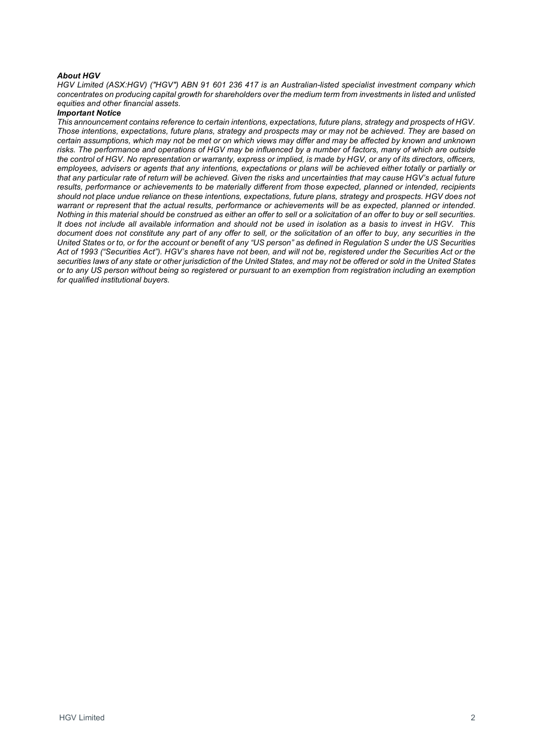***About HGV***

*HGV Limited (ASX:HGV) ("HGV") ABN 91 601 236 417 is an Australian-listed specialist investment company which concentrates on producing capital growth for shareholders over the medium term from investments in listed and unlisted equities and other financial assets.*

***Important Notice***

*This announcement contains reference to certain intentions, expectations, future plans, strategy and prospects of HGV. Those intentions, expectations, future plans, strategy and prospects may or may not be achieved. They are based on certain assumptions, which may not be met or on which views may differ and may be affected by known and unknown risks. The performance and operations of HGV may be influenced by a number of factors, many of which are outside the control of HGV. No representation or warranty, express or implied, is made by HGV, or any of its directors, officers, employees, advisers or agents that any intentions, expectations or plans will be achieved either totally or partially or that any particular rate of return will be achieved. Given the risks and uncertainties that may cause HGV's actual future results, performance or achievements to be materially different from those expected, planned or intended, recipients should not place undue reliance on these intentions, expectations, future plans, strategy and prospects. HGV does not warrant or represent that the actual results, performance or achievements will be as expected, planned or intended. Nothing in this material should be construed as either an offer to sell or a solicitation of an offer to buy or sell securities. It does not include all available information and should not be used in isolation as a basis to invest in HGV. This document does not constitute any part of any offer to sell, or the solicitation of an offer to buy, any securities in the United States or to, or for the account or benefit of any "US person" as defined in Regulation S under the US Securities Act of 1993 ("Securities Act"). HGV's shares have not been, and will not be, registered under the Securities Act or the securities laws of any state or other jurisdiction of the United States, and may not be offered or sold in the United States or to any US person without being so registered or pursuant to an exemption from registration including an exemption for qualified institutional buyers.*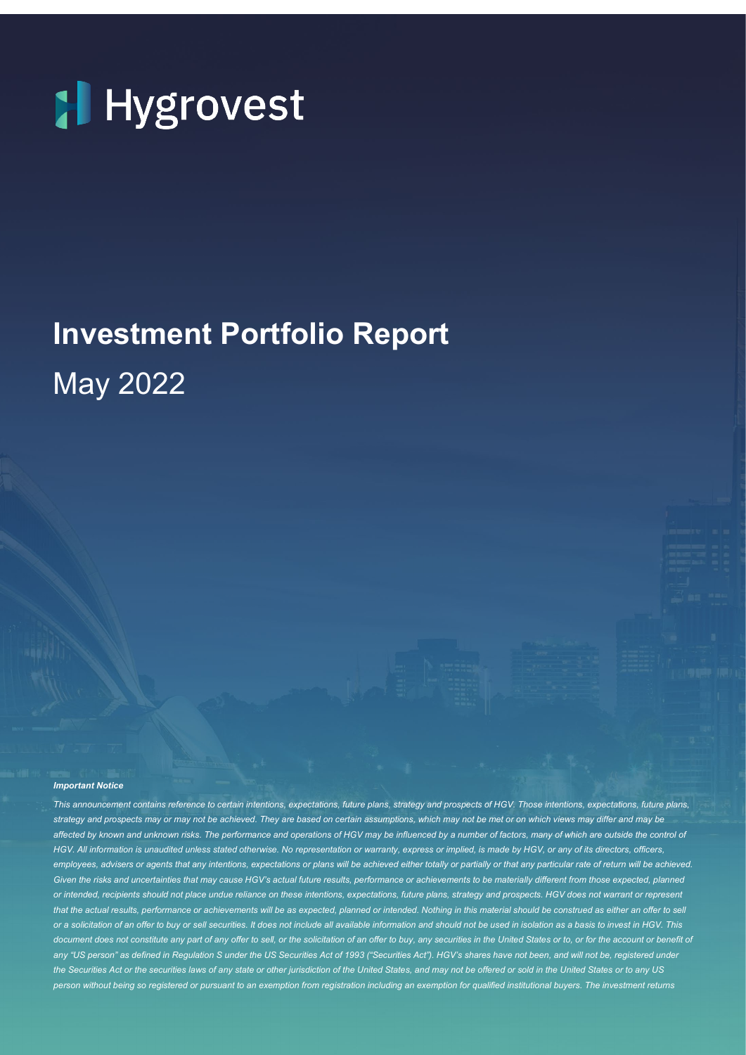# Hygrovest

# Investment Portfolio Report

May 2022

***Important Notice***

*This announcement contains reference to certain intentions, expectations, future plans, strategy and prospects of HGV. Those intentions, expectations, future plans, strategy and prospects may or may not be achieved. They are based on certain assumptions, which may not be met or on which views may differ and may be affected by known and unknown risks. The performance and operations of HGV may be influenced by a number of factors, many of which are outside the control of HGV. All information is unaudited unless stated otherwise. No representation or warranty, express or implied, is made by HGV, or any of its directors, officers, employees, advisers or agents that any intentions, expectations or plans will be achieved either totally or partially or that any particular rate of return will be achieved. Given the risks and uncertainties that may cause HGV's actual future results, performance or achievements to be materially different from those expected, planned or intended, recipients should not place undue reliance on these intentions, expectations, future plans, strategy and prospects. HGV does not warrant or represent that the actual results, performance or achievements will be as expected, planned or intended. Nothing in this material should be construed as either an offer to sell or a solicitation of an offer to buy or sell securities. It does not include all available information and should not be used in isolation as a basis to invest in HGV. This document does not constitute any part of any offer to sell, or the solicitation of an offer to buy, any securities in the United States or to, or for the account or benefit of any "US person" as defined in Regulation S under the US Securities Act of 1993 ("Securities Act"). HGV's shares have not been, and will not be, registered under the Securities Act or the securities laws of any state or other jurisdiction of the United States, and may not be offered or sold in the United States or to any US person without being so registered or pursuant to an exemption from registration including an exemption for qualified institutional buyers. The investment returns*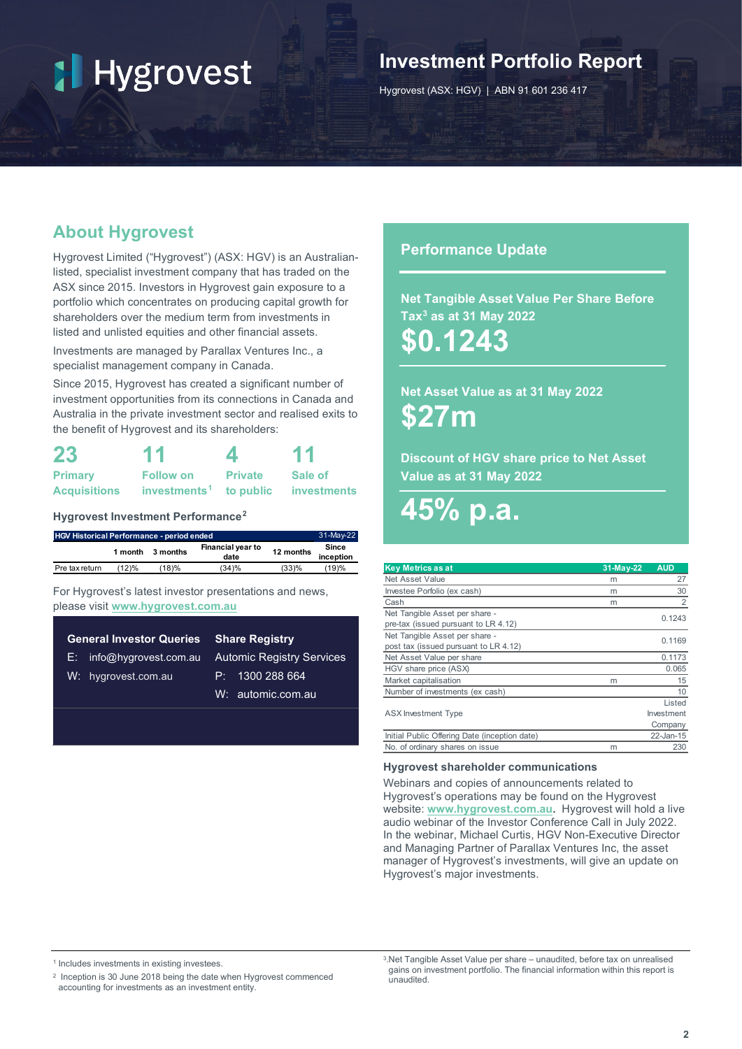# Hygrovest

## Investment Portfolio Report

Hygrovest (ASX: HGV) | ABN 91 601 236 417

## About Hygrovest

Hygrovest Limited ("Hygrovest") (ASX: HGV) is an Australian-listed, specialist investment company that has traded on the ASX since 2015. Investors in Hygrovest gain exposure to a portfolio which concentrates on producing capital growth for shareholders over the medium term from investments in listed and unlisted equities and other financial assets.

Investments are managed by Parallax Ventures Inc., a specialist management company in Canada.

Since 2015, Hygrovest has created a significant number of investment opportunities from its connections in Canada and Australia in the private investment sector and realised exits to the benefit of Hygrovest and its shareholders:

- **23** Primary Acquisitions
- **11** Follow on investments[1]
- **4** Private to public
- **11** Sale of investments

### Hygrovest Investment Performance[2]

| HGV Historical Performance - period ended | | | | | 31-May-22 |
|---|---|---|---|---|---|
| | 1 month | 3 months | Financial year to date | 12 months | Since inception |
| Pre tax return | (12)% | (18)% | (34)% | (33)% | (19)% |

For Hygrovest's latest investor presentations and news, please visit www.hygrovest.com.au

**General Investor Queries**

E: info@hygrovest.com.au

W: hygrovest.com.au

**Share Registry**

Automic Registry Services

P: 1300 288 664

W: automic.com.au

## Performance Update

**Net Tangible Asset Value Per Share Before Tax[3] as at 31 May 2022**

**$0.1243**

**Net Asset Value as at 31 May 2022**

**$27m**

**Discount of HGV share price to Net Asset Value as at 31 May 2022**

**45% p.a.**

| Key Metrics as at | 31-May-22 | AUD |
|---|---|---|
| Net Asset Value | m | 27 |
| Investee Porfolio (ex cash) | m | 30 |
| Cash | m | 2 |
| Net Tangible Asset per share - pre-tax (issued pursuant to LR 4.12) | | 0.1243 |
| Net Tangible Asset per share - post tax (issued pursuant to LR 4.12) | | 0.1169 |
| Net Asset Value per share | | 0.1173 |
| HGV share price (ASX) | | 0.065 |
| Market capitalisation | m | 15 |
| Number of investments (ex cash) | | 10 |
| ASX Investment Type | | Listed Investment Company |
| Initial Public Offering Date (inception date) | | 22-Jan-15 |
| No. of ordinary shares on issue | m | 230 |

### Hygrovest shareholder communications

Webinars and copies of announcements related to Hygrovest's operations may be found on the Hygrovest website: **www.hygrovest.com.au**. Hygrovest will hold a live audio webinar of the Investor Conference Call in July 2022. In the webinar, Michael Curtis, HGV Non-Executive Director and Managing Partner of Parallax Ventures Inc, the asset manager of Hygrovest's investments, will give an update on Hygrovest's major investments.

---

[1] Includes investments in existing investees.

[2] Inception is 30 June 2018 being the date when Hygrovest commenced accounting for investments as an investment entity.

[3] Net Tangible Asset Value per share – unaudited, before tax on unrealised gains on investment portfolio. The financial information within this report is unaudited.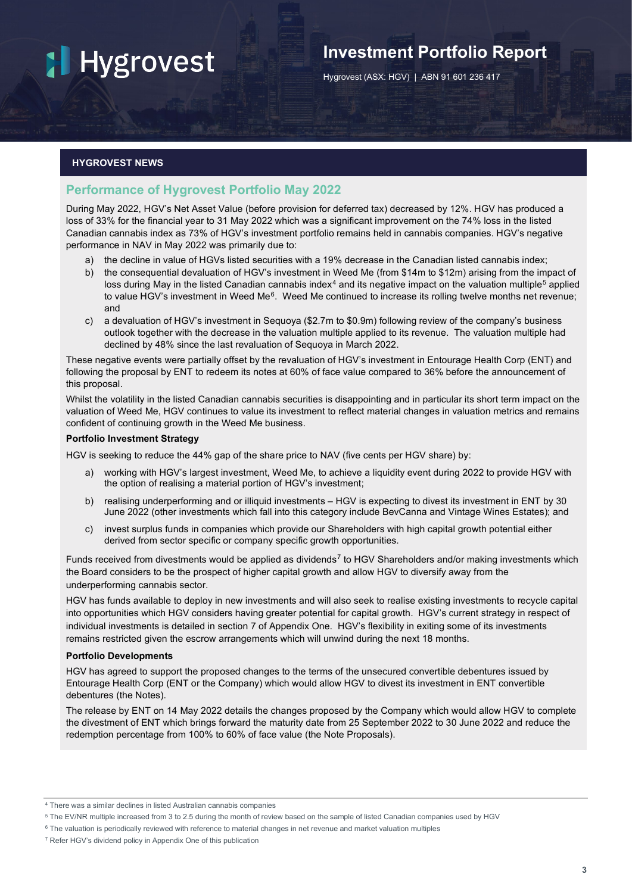Hygrovest

# Investment Portfolio Report

Hygrovest (ASX: HGV) | ABN 91 601 236 417

## HYGROVEST NEWS

### Performance of Hygrovest Portfolio May 2022

During May 2022, HGV's Net Asset Value (before provision for deferred tax) decreased by 12%. HGV has produced a loss of 33% for the financial year to 31 May 2022 which was a significant improvement on the 74% loss in the listed Canadian cannabis index as 73% of HGV's investment portfolio remains held in cannabis companies. HGV's negative performance in NAV in May 2022 was primarily due to:

a) the decline in value of HGVs listed securities with a 19% decrease in the Canadian listed cannabis index;

b) the consequential devaluation of HGV's investment in Weed Me (from $14m to $12m) arising from the impact of loss during May in the listed Canadian cannabis index[4] and its negative impact on the valuation multiple[5] applied to value HGV's investment in Weed Me[6]. Weed Me continued to increase its rolling twelve months net revenue; and

c) a devaluation of HGV's investment in Sequoya ($2.7m to $0.9m) following review of the company's business outlook together with the decrease in the valuation multiple applied to its revenue. The valuation multiple had declined by 48% since the last revaluation of Sequoya in March 2022.

These negative events were partially offset by the revaluation of HGV's investment in Entourage Health Corp (ENT) and following the proposal by ENT to redeem its notes at 60% of face value compared to 36% before the announcement of this proposal.

Whilst the volatility in the listed Canadian cannabis securities is disappointing and in particular its short term impact on the valuation of Weed Me, HGV continues to value its investment to reflect material changes in valuation metrics and remains confident of continuing growth in the Weed Me business.

**Portfolio Investment Strategy**

HGV is seeking to reduce the 44% gap of the share price to NAV (five cents per HGV share) by:

a) working with HGV's largest investment, Weed Me, to achieve a liquidity event during 2022 to provide HGV with the option of realising a material portion of HGV's investment;

b) realising underperforming and or illiquid investments – HGV is expecting to divest its investment in ENT by 30 June 2022 (other investments which fall into this category include BevCanna and Vintage Wines Estates); and

c) invest surplus funds in companies which provide our Shareholders with high capital growth potential either derived from sector specific or company specific growth opportunities.

Funds received from divestments would be applied as dividends[7] to HGV Shareholders and/or making investments which the Board considers to be the prospect of higher capital growth and allow HGV to diversify away from the underperforming cannabis sector.

HGV has funds available to deploy in new investments and will also seek to realise existing investments to recycle capital into opportunities which HGV considers having greater potential for capital growth. HGV's current strategy in respect of individual investments is detailed in section 7 of Appendix One. HGV's flexibility in exiting some of its investments remains restricted given the escrow arrangements which will unwind during the next 18 months.

**Portfolio Developments**

HGV has agreed to support the proposed changes to the terms of the unsecured convertible debentures issued by Entourage Health Corp (ENT or the Company) which would allow HGV to divest its investment in ENT convertible debentures (the Notes).

The release by ENT on 14 May 2022 details the changes proposed by the Company which would allow HGV to complete the divestment of ENT which brings forward the maturity date from 25 September 2022 to 30 June 2022 and reduce the redemption percentage from 100% to 60% of face value (the Note Proposals).

---

[4] There was a similar declines in listed Australian cannabis companies

[5] The EV/NR multiple increased from 3 to 2.5 during the month of review based on the sample of listed Canadian companies used by HGV

[6] The valuation is periodically reviewed with reference to material changes in net revenue and market valuation multiples

[7] Refer HGV's dividend policy in Appendix One of this publication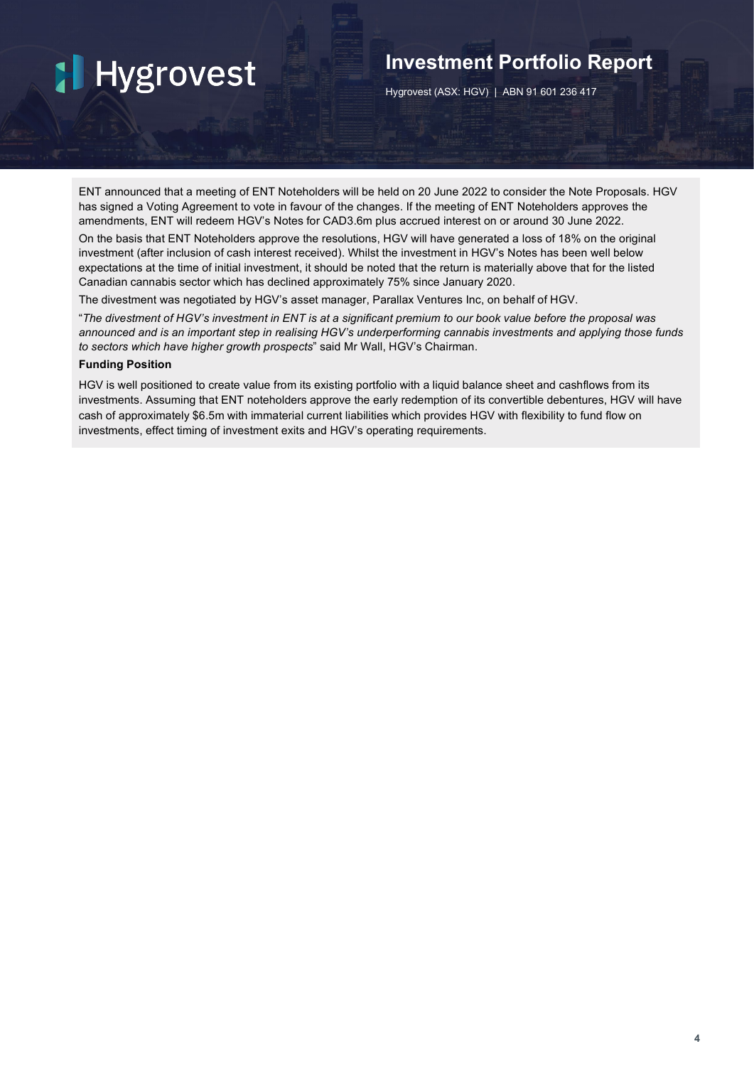ENT announced that a meeting of ENT Noteholders will be held on 20 June 2022 to consider the Note Proposals. HGV has signed a Voting Agreement to vote in favour of the changes. If the meeting of ENT Noteholders approves the amendments, ENT will redeem HGV's Notes for CAD3.6m plus accrued interest on or around 30 June 2022.

On the basis that ENT Noteholders approve the resolutions, HGV will have generated a loss of 18% on the original investment (after inclusion of cash interest received). Whilst the investment in HGV's Notes has been well below expectations at the time of initial investment, it should be noted that the return is materially above that for the listed Canadian cannabis sector which has declined approximately 75% since January 2020.

The divestment was negotiated by HGV's asset manager, Parallax Ventures Inc, on behalf of HGV.

"*The divestment of HGV's investment in ENT is at a significant premium to our book value before the proposal was announced and is an important step in realising HGV's underperforming cannabis investments and applying those funds to sectors which have higher growth prospects*" said Mr Wall, HGV's Chairman.

**Funding Position**

HGV is well positioned to create value from its existing portfolio with a liquid balance sheet and cashflows from its investments. Assuming that ENT noteholders approve the early redemption of its convertible debentures, HGV will have cash of approximately $6.5m with immaterial current liabilities which provides HGV with flexibility to fund flow on investments, effect timing of investment exits and HGV's operating requirements.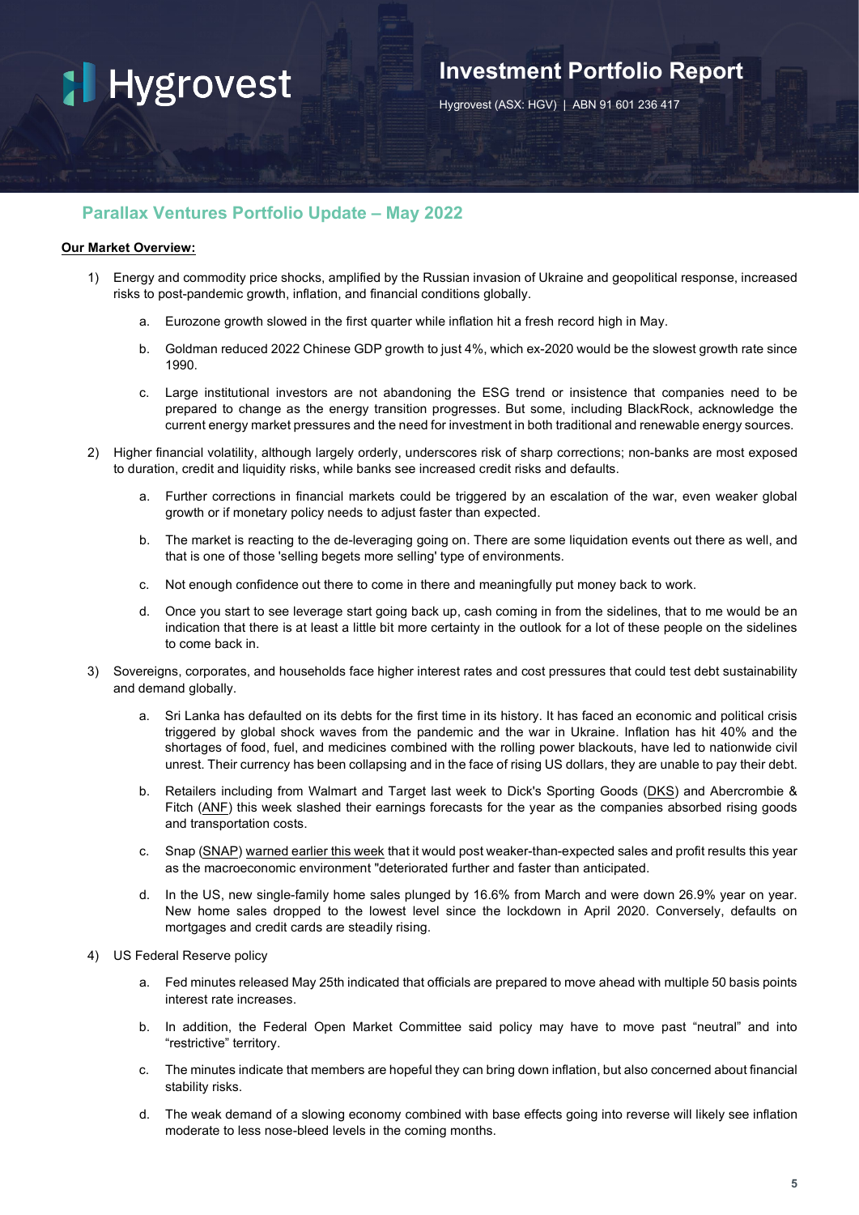## Parallax Ventures Portfolio Update – May 2022

**Our Market Overview:**

1) Energy and commodity price shocks, amplified by the Russian invasion of Ukraine and geopolitical response, increased risks to post-pandemic growth, inflation, and financial conditions globally.

    a. Eurozone growth slowed in the first quarter while inflation hit a fresh record high in May.

    b. Goldman reduced 2022 Chinese GDP growth to just 4%, which ex-2020 would be the slowest growth rate since 1990.

    c. Large institutional investors are not abandoning the ESG trend or insistence that companies need to be prepared to change as the energy transition progresses. But some, including BlackRock, acknowledge the current energy market pressures and the need for investment in both traditional and renewable energy sources.

2) Higher financial volatility, although largely orderly, underscores risk of sharp corrections; non-banks are most exposed to duration, credit and liquidity risks, while banks see increased credit risks and defaults.

    a. Further corrections in financial markets could be triggered by an escalation of the war, even weaker global growth or if monetary policy needs to adjust faster than expected.

    b. The market is reacting to the de-leveraging going on. There are some liquidation events out there as well, and that is one of those 'selling begets more selling' type of environments.

    c. Not enough confidence out there to come in there and meaningfully put money back to work.

    d. Once you start to see leverage start going back up, cash coming in from the sidelines, that to me would be an indication that there is at least a little bit more certainty in the outlook for a lot of these people on the sidelines to come back in.

3) Sovereigns, corporates, and households face higher interest rates and cost pressures that could test debt sustainability and demand globally.

    a. Sri Lanka has defaulted on its debts for the first time in its history. It has faced an economic and political crisis triggered by global shock waves from the pandemic and the war in Ukraine. Inflation has hit 40% and the shortages of food, fuel, and medicines combined with the rolling power blackouts, have led to nationwide civil unrest. Their currency has been collapsing and in the face of rising US dollars, they are unable to pay their debt.

    b. Retailers including from Walmart and Target last week to Dick's Sporting Goods (DKS) and Abercrombie & Fitch (ANF) this week slashed their earnings forecasts for the year as the companies absorbed rising goods and transportation costs.

    c. Snap (SNAP) warned earlier this week that it would post weaker-than-expected sales and profit results this year as the macroeconomic environment "deteriorated further and faster than anticipated.

    d. In the US, new single-family home sales plunged by 16.6% from March and were down 26.9% year on year. New home sales dropped to the lowest level since the lockdown in April 2020. Conversely, defaults on mortgages and credit cards are steadily rising.

4) US Federal Reserve policy

    a. Fed minutes released May 25th indicated that officials are prepared to move ahead with multiple 50 basis points interest rate increases.

    b. In addition, the Federal Open Market Committee said policy may have to move past "neutral" and into "restrictive" territory.

    c. The minutes indicate that members are hopeful they can bring down inflation, but also concerned about financial stability risks.

    d. The weak demand of a slowing economy combined with base effects going into reverse will likely see inflation moderate to less nose-bleed levels in the coming months.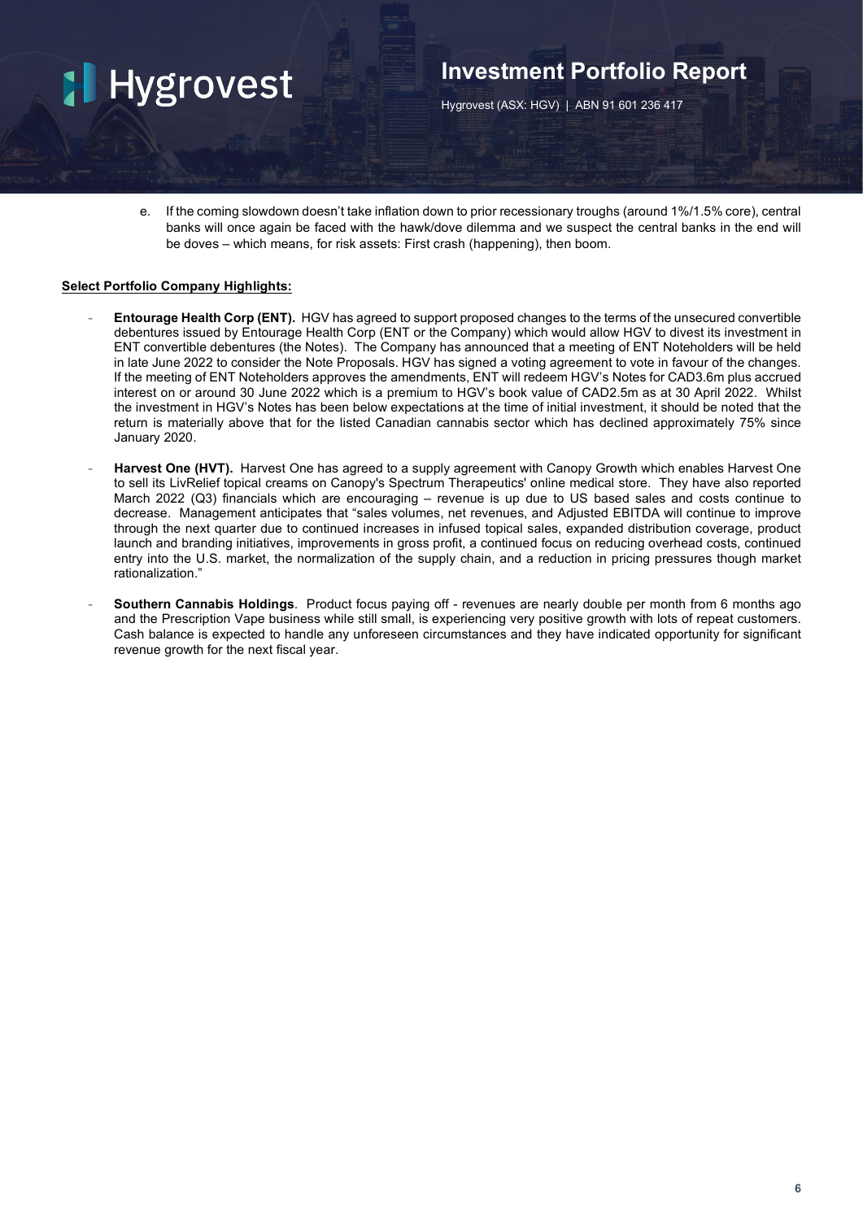e. If the coming slowdown doesn't take inflation down to prior recessionary troughs (around 1%/1.5% core), central banks will once again be faced with the hawk/dove dilemma and we suspect the central banks in the end will be doves – which means, for risk assets: First crash (happening), then boom.

**Select Portfolio Company Highlights:**

- **Entourage Health Corp (ENT).** HGV has agreed to support proposed changes to the terms of the unsecured convertible debentures issued by Entourage Health Corp (ENT or the Company) which would allow HGV to divest its investment in ENT convertible debentures (the Notes). The Company has announced that a meeting of ENT Noteholders will be held in late June 2022 to consider the Note Proposals. HGV has signed a voting agreement to vote in favour of the changes. If the meeting of ENT Noteholders approves the amendments, ENT will redeem HGV's Notes for CAD3.6m plus accrued interest on or around 30 June 2022 which is a premium to HGV's book value of CAD2.5m as at 30 April 2022. Whilst the investment in HGV's Notes has been below expectations at the time of initial investment, it should be noted that the return is materially above that for the listed Canadian cannabis sector which has declined approximately 75% since January 2020.
- **Harvest One (HVT).** Harvest One has agreed to a supply agreement with Canopy Growth which enables Harvest One to sell its LivRelief topical creams on Canopy's Spectrum Therapeutics' online medical store. They have also reported March 2022 (Q3) financials which are encouraging – revenue is up due to US based sales and costs continue to decrease. Management anticipates that "sales volumes, net revenues, and Adjusted EBITDA will continue to improve through the next quarter due to continued increases in infused topical sales, expanded distribution coverage, product launch and branding initiatives, improvements in gross profit, a continued focus on reducing overhead costs, continued entry into the U.S. market, the normalization of the supply chain, and a reduction in pricing pressures though market rationalization."
- **Southern Cannabis Holdings**. Product focus paying off - revenues are nearly double per month from 6 months ago and the Prescription Vape business while still small, is experiencing very positive growth with lots of repeat customers. Cash balance is expected to handle any unforeseen circumstances and they have indicated opportunity for significant revenue growth for the next fiscal year.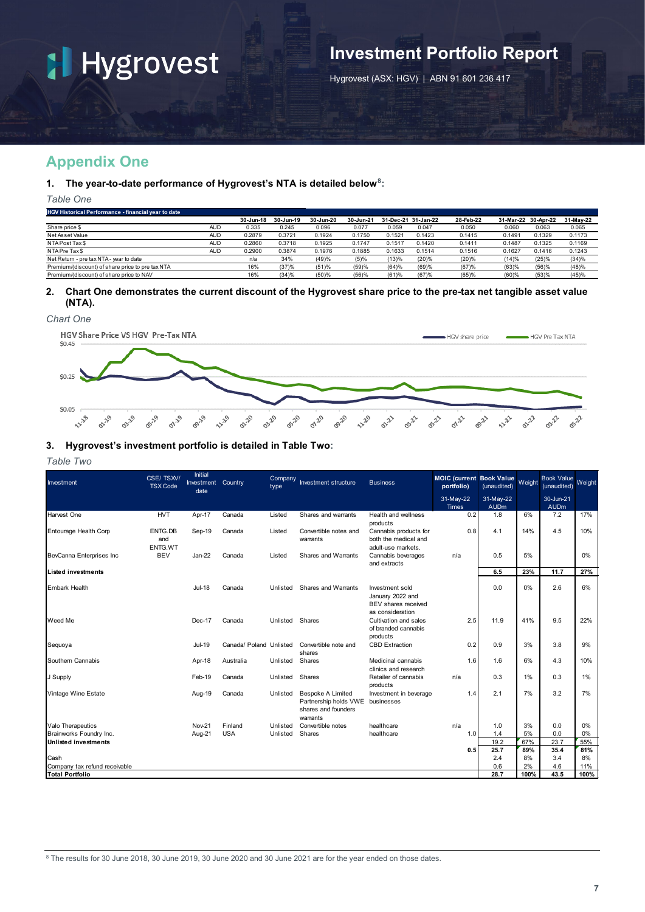# Investment Portfolio Report

Hygrovest (ASX: HGV) | ABN 91 601 236 417

## Appendix One

### 1. The year-to-date performance of Hygrovest's NTA is detailed below[8]:

*Table One*

| HGV Historical Performance - financial year to date | | 30-Jun-18 | 30-Jun-19 | 30-Jun-20 | 30-Jun-21 | 31-Dec-21 | 31-Jan-22 | 28-Feb-22 | 31-Mar-22 | 30-Apr-22 | 31-May-22 |
|---|---|---|---|---|---|---|---|---|---|---|---|
| Share price $ | AUD | 0.335 | 0.245 | 0.096 | 0.077 | 0.059 | 0.047 | 0.050 | 0.060 | 0.063 | 0.065 |
| Net Asset Value | AUD | 0.2879 | 0.3721 | 0.1924 | 0.1750 | 0.1521 | 0.1423 | 0.1415 | 0.1491 | 0.1329 | 0.1173 |
| NTA Post Tax $ | AUD | 0.2860 | 0.3718 | 0.1925 | 0.1747 | 0.1517 | 0.1420 | 0.1411 | 0.1487 | 0.1325 | 0.1169 |
| NTA Pre Tax $ | AUD | 0.2900 | 0.3874 | 0.1976 | 0.1885 | 0.1633 | 0.1514 | 0.1516 | 0.1627 | 0.1416 | 0.1243 |
| Net Return - pre tax NTA - year to date | | n/a | 34% | (49)% | (5)% | (13)% | (20)% | (20)% | (14)% | (25)% | (34)% |
| Premium/(discount) of share price to pre tax NTA | | 16% | (37)% | (51)% | (59)% | (64)% | (69)% | (67)% | (63)% | (56)% | (48)% |
| Premium/(discount) of share price to NAV | | 16% | (34)% | (50)% | (56)% | (61)% | (67)% | (65)% | (60)% | (53)% | (45)% |

### 2. Chart One demonstrates the current discount of the Hygrovest share price to the pre-tax net tangible asset value (NTA).

*Chart One*

HGV Share Price VS HGV Pre-Tax NTA

### 3. Hygrovest's investment portfolio is detailed in Table Two:

*Table Two*

| Investment | CSE/ TSXV/ TSX Code | Initial Investment date | Country | Company type | Investment structure | Business | MOIC (current portfolio) 31-May-22 Times | Book Value (unaudited) 31-May-22 AUDm | Weight | Book Value (unaudited) 30-Jun-21 AUDm | Weight |
|---|---|---|---|---|---|---|---|---|---|---|---|
| Harvest One | HVT | Apr-17 | Canada | Listed | Shares and warrants | Health and wellness products | 0.2 | 1.8 | 6% | 7.2 | 17% |
| Entourage Health Corp | ENTG.DB and ENTG.WT | Sep-19 | Canada | Listed | Convertible notes and warrants | Cannabis products for both the medical and adult-use markets. | 0.8 | 4.1 | 14% | 4.5 | 10% |
| BevCanna Enterprises Inc | BEV | Jan-22 | Canada | Listed | Shares and Warrants | Cannabis beverages and extracts | n/a | 0.5 | 5% | | 0% |
| **Listed investments** | | | | | | | | **6.5** | **23%** | **11.7** | **27%** |
| Embark Health | | Jul-18 | Canada | Unlisted | Shares and Warrants | Investment sold January 2022 and BEV shares received as consideration | | 0.0 | 0% | 2.6 | 6% |
| Weed Me | | Dec-17 | Canada | Unlisted | Shares | Cultivation and sales of branded cannabis products | 2.5 | 11.9 | 41% | 9.5 | 22% |
| Sequoya | | Jul-19 | Canada/ Poland | Unlisted | Convertible note and shares | CBD Extraction | 0.2 | 0.9 | 3% | 3.8 | 9% |
| Southern Cannabis | | Apr-18 | Australia | Unlisted | Shares | Medicinal cannabis clinics and research | 1.6 | 1.6 | 6% | 4.3 | 10% |
| J Supply | | Feb-19 | Canada | Unlisted | Shares | Retailer of cannabis products | n/a | 0.3 | 1% | 0.3 | 1% |
| Vintage Wine Estate | | Aug-19 | Canada | Unlisted | Bespoke A Limited Partnership holds VWE shares and founders warrants | Investment in beverage businesses | 1.4 | 2.1 | 7% | 3.2 | 7% |
| Valo Therapeutics | | Nov-21 | Finland | Unlisted | Convertible notes | healthcare | n/a | 1.0 | 3% | 0.0 | 0% |
| Brainworks Foundry Inc. | | Aug-21 | USA | Unlisted | Shares | healthcare | 1.0 | 1.4 | 5% | 0.0 | 0% |
| **Unlisted investments** | | | | | | | | 19.2 | 67% | 23.7 | 55% |
| | | | | | | | **0.5** | **25.7** | **89%** | **35.4** | **81%** |
| Cash | | | | | | | | 2.4 | 8% | 3.4 | 8% |
| Company tax refund receivable | | | | | | | | 0.6 | 2% | 4.6 | 11% |
| **Total Portfolio** | | | | | | | | **28.7** | **100%** | **43.5** | **100%** |

[8] The results for 30 June 2018, 30 June 2019, 30 June 2020 and 30 June 2021 are for the year ended on those dates.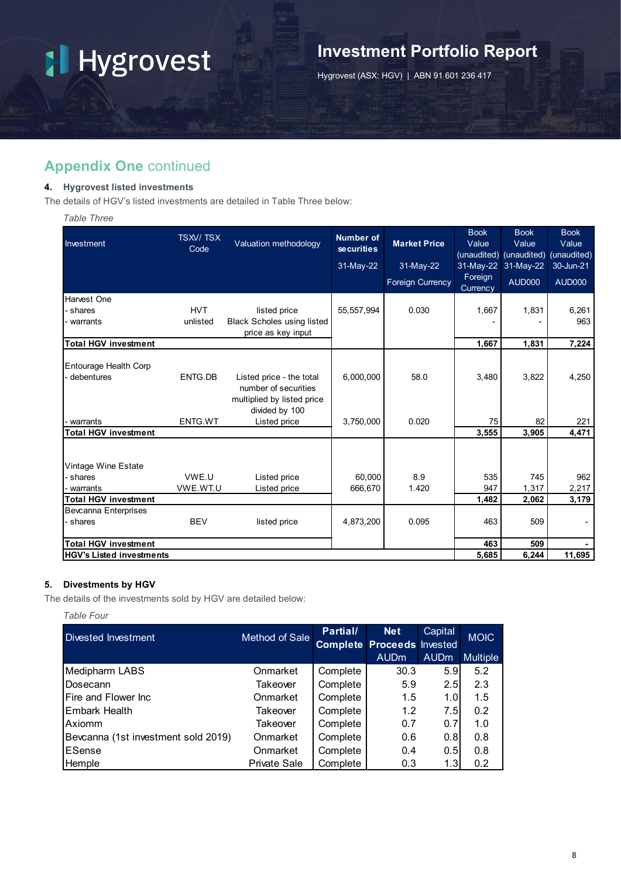## Appendix One continued

### 4. Hygrovest listed investments

The details of HGV's listed investments are detailed in Table Three below:

*Table Three*

| Investment | TSXV/ TSX Code | Valuation methodology | Number of securities 31-May-22 | Market Price 31-May-22 Foreign Currency | Book Value (unaudited) 31-May-22 Foreign Currency | Book Value (unaudited) 31-May-22 AUD000 | Book Value (unaudited) 30-Jun-21 AUD000 |
|---|---|---|---|---|---|---|---|
| Harvest One | | | | | | | |
| - shares | HVT | listed price | 55,557,994 | 0.030 | 1,667 | 1,831 | 6,261 |
| - warrants | unlisted | Black Scholes using listed price as key input | | | - | - | 963 |
| **Total HGV investment** | | | | | **1,667** | **1,831** | **7,224** |
| Entourage Health Corp | | | | | | | |
| - debentures | ENTG.DB | Listed price - the total number of securities multiplied by listed price divided by 100 | 6,000,000 | 58.0 | 3,480 | 3,822 | 4,250 |
| - warrants | ENTG.WT | Listed price | 3,750,000 | 0.020 | 75 | 82 | 221 |
| **Total HGV investment** | | | | | **3,555** | **3,905** | **4,471** |
| Vintage Wine Estate | | | | | | | |
| - shares | VWE.U | Listed price | 60,000 | 8.9 | 535 | 745 | 962 |
| - warrants | VWE.WT.U | Listed price | 666,670 | 1.420 | 947 | 1,317 | 2,217 |
| **Total HGV investment** | | | | | **1,482** | **2,062** | **3,179** |
| Bevcanna Enterprises | | | | | | | |
| - shares | BEV | listed price | 4,873,200 | 0.095 | 463 | 509 | - |
| **Total HGV investment** | | | | | **463** | **509** | **-** |
| **HGV's Listed investments** | | | | | **5,685** | **6,244** | **11,695** |

### 5. Divestments by HGV

The details of the investments sold by HGV are detailed below:

*Table Four*

| Divested Investment | Method of Sale | Partial/ Complete | Net Proceeds AUDm | Capital Invested AUDm | MOIC Multiple |
|---|---|---|---|---|---|
| Medipharm LABS | Onmarket | Complete | 30.3 | 5.9 | 5.2 |
| Dosecann | Takeover | Complete | 5.9 | 2.5 | 2.3 |
| Fire and Flower Inc | Onmarket | Complete | 1.5 | 1.0 | 1.5 |
| Embark Health | Takeover | Complete | 1.2 | 7.5 | 0.2 |
| Axiomm | Takeover | Complete | 0.7 | 0.7 | 1.0 |
| Bevcanna (1st investment sold 2019) | Onmarket | Complete | 0.6 | 0.8 | 0.8 |
| ESense | Onmarket | Complete | 0.4 | 0.5 | 0.8 |
| Hemple | Private Sale | Complete | 0.3 | 1.3 | 0.2 |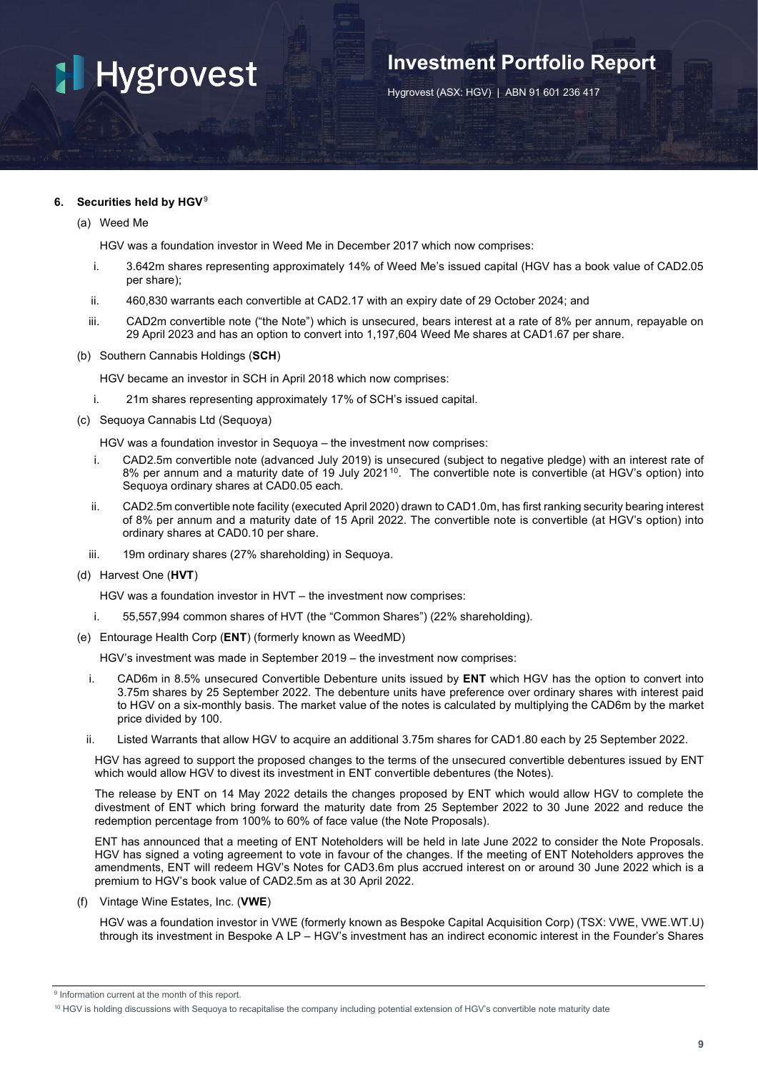## 6. Securities held by HGV[9]

(a) Weed Me

HGV was a foundation investor in Weed Me in December 2017 which now comprises:

i. 3.642m shares representing approximately 14% of Weed Me's issued capital (HGV has a book value of CAD2.05 per share);

ii. 460,830 warrants each convertible at CAD2.17 with an expiry date of 29 October 2024; and

iii. CAD2m convertible note ("the Note") which is unsecured, bears interest at a rate of 8% per annum, repayable on 29 April 2023 and has an option to convert into 1,197,604 Weed Me shares at CAD1.67 per share.

(b) Southern Cannabis Holdings (**SCH**)

HGV became an investor in SCH in April 2018 which now comprises:

i. 21m shares representing approximately 17% of SCH's issued capital.

(c) Sequoya Cannabis Ltd (Sequoya)

HGV was a foundation investor in Sequoya – the investment now comprises:

i. CAD2.5m convertible note (advanced July 2019) is unsecured (subject to negative pledge) with an interest rate of 8% per annum and a maturity date of 19 July 2021[10]. The convertible note is convertible (at HGV's option) into Sequoya ordinary shares at CAD0.05 each.

ii. CAD2.5m convertible note facility (executed April 2020) drawn to CAD1.0m, has first ranking security bearing interest of 8% per annum and a maturity date of 15 April 2022. The convertible note is convertible (at HGV's option) into ordinary shares at CAD0.10 per share.

iii. 19m ordinary shares (27% shareholding) in Sequoya.

(d) Harvest One (**HVT**)

HGV was a foundation investor in HVT – the investment now comprises:

i. 55,557,994 common shares of HVT (the "Common Shares") (22% shareholding).

(e) Entourage Health Corp (**ENT**) (formerly known as WeedMD)

HGV's investment was made in September 2019 – the investment now comprises:

i. CAD6m in 8.5% unsecured Convertible Debenture units issued by **ENT** which HGV has the option to convert into 3.75m shares by 25 September 2022. The debenture units have preference over ordinary shares with interest paid to HGV on a six-monthly basis. The market value of the notes is calculated by multiplying the CAD6m by the market price divided by 100.

ii. Listed Warrants that allow HGV to acquire an additional 3.75m shares for CAD1.80 each by 25 September 2022.

HGV has agreed to support the proposed changes to the terms of the unsecured convertible debentures issued by ENT which would allow HGV to divest its investment in ENT convertible debentures (the Notes).

The release by ENT on 14 May 2022 details the changes proposed by ENT which would allow HGV to complete the divestment of ENT which bring forward the maturity date from 25 September 2022 to 30 June 2022 and reduce the redemption percentage from 100% to 60% of face value (the Note Proposals).

ENT has announced that a meeting of ENT Noteholders will be held in late June 2022 to consider the Note Proposals. HGV has signed a voting agreement to vote in favour of the changes. If the meeting of ENT Noteholders approves the amendments, ENT will redeem HGV's Notes for CAD3.6m plus accrued interest on or around 30 June 2022 which is a premium to HGV's book value of CAD2.5m as at 30 April 2022.

(f) Vintage Wine Estates, Inc. (**VWE**)

HGV was a foundation investor in VWE (formerly known as Bespoke Capital Acquisition Corp) (TSX: VWE, VWE.WT.U) through its investment in Bespoke A LP – HGV's investment has an indirect economic interest in the Founder's Shares

---

[9] Information current at the month of this report.

[10] HGV is holding discussions with Sequoya to recapitalise the company including potential extension of HGV's convertible note maturity date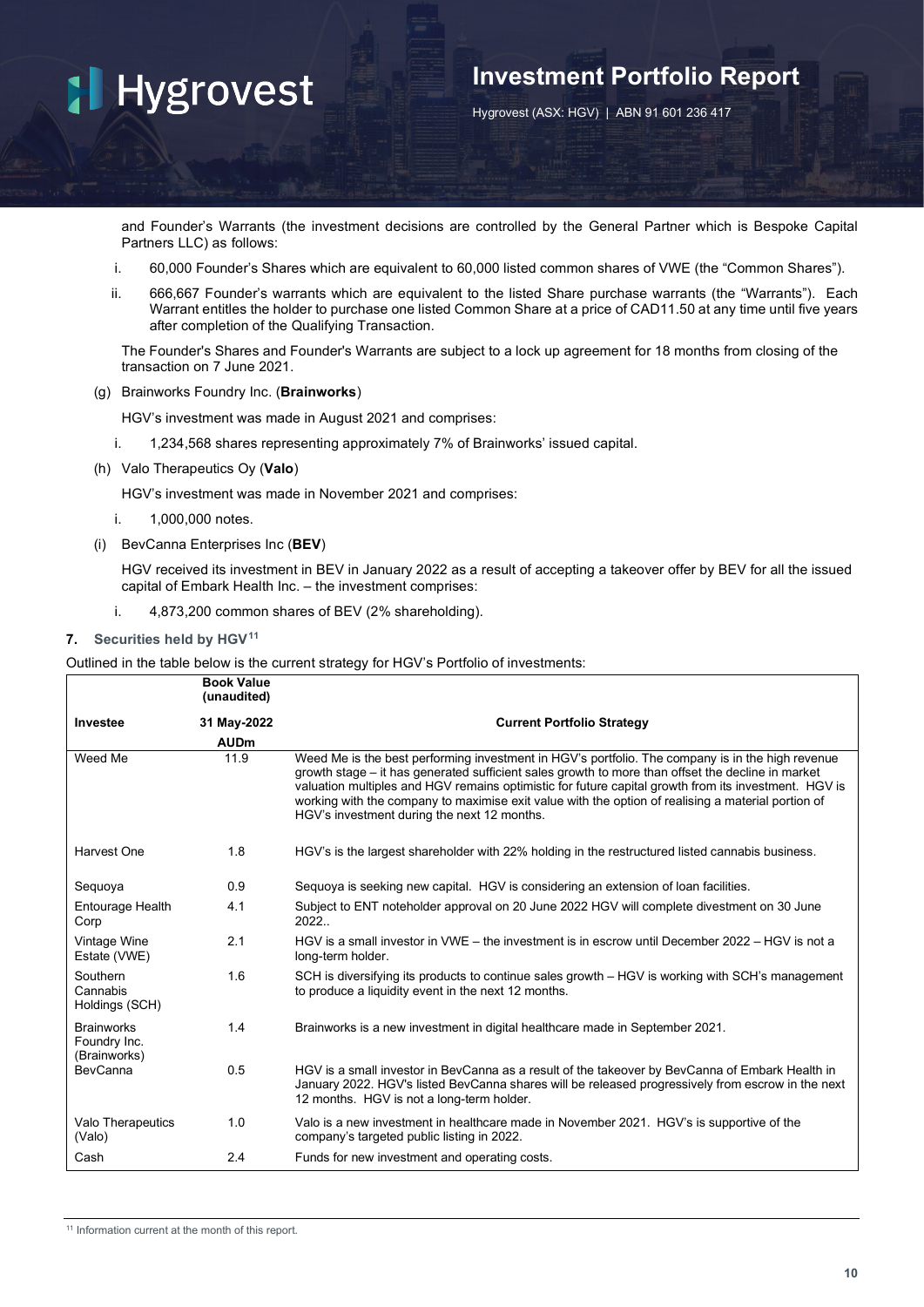and Founder's Warrants (the investment decisions are controlled by the General Partner which is Bespoke Capital Partners LLC) as follows:

i. 60,000 Founder's Shares which are equivalent to 60,000 listed common shares of VWE (the "Common Shares").

ii. 666,667 Founder's warrants which are equivalent to the listed Share purchase warrants (the "Warrants"). Each Warrant entitles the holder to purchase one listed Common Share at a price of CAD11.50 at any time until five years after completion of the Qualifying Transaction.

The Founder's Shares and Founder's Warrants are subject to a lock up agreement for 18 months from closing of the transaction on 7 June 2021.

(g) Brainworks Foundry Inc. (**Brainworks**)

HGV's investment was made in August 2021 and comprises:

i. 1,234,568 shares representing approximately 7% of Brainworks' issued capital.

(h) Valo Therapeutics Oy (**Valo**)

HGV's investment was made in November 2021 and comprises:

i. 1,000,000 notes.

(i) BevCanna Enterprises Inc (**BEV**)

HGV received its investment in BEV in January 2022 as a result of accepting a takeover offer by BEV for all the issued capital of Embark Health Inc. – the investment comprises:

i. 4,873,200 common shares of BEV (2% shareholding).

## 7. Securities held by HGV[11]

Outlined in the table below is the current strategy for HGV's Portfolio of investments:

| Investee | Book Value (unaudited) 31 May-2022 AUDm | Current Portfolio Strategy |
|---|---|---|
| Weed Me | 11.9 | Weed Me is the best performing investment in HGV's portfolio. The company is in the high revenue growth stage – it has generated sufficient sales growth to more than offset the decline in market valuation multiples and HGV remains optimistic for future capital growth from its investment. HGV is working with the company to maximise exit value with the option of realising a material portion of HGV's investment during the next 12 months. |
| Harvest One | 1.8 | HGV's is the largest shareholder with 22% holding in the restructured listed cannabis business. |
| Sequoya | 0.9 | Sequoya is seeking new capital. HGV is considering an extension of loan facilities. |
| Entourage Health Corp | 4.1 | Subject to ENT noteholder approval on 20 June 2022 HGV will complete divestment on 30 June 2022.. |
| Vintage Wine Estate (VWE) | 2.1 | HGV is a small investor in VWE – the investment is in escrow until December 2022 – HGV is not a long-term holder. |
| Southern Cannabis Holdings (SCH) | 1.6 | SCH is diversifying its products to continue sales growth – HGV is working with SCH's management to produce a liquidity event in the next 12 months. |
| Brainworks Foundry Inc. (Brainworks) | 1.4 | Brainworks is a new investment in digital healthcare made in September 2021. |
| BevCanna | 0.5 | HGV is a small investor in BevCanna as a result of the takeover by BevCanna of Embark Health in January 2022. HGV's listed BevCanna shares will be released progressively from escrow in the next 12 months. HGV is not a long-term holder. |
| Valo Therapeutics (Valo) | 1.0 | Valo is a new investment in healthcare made in November 2021. HGV's is supportive of the company's targeted public listing in 2022. |
| Cash | 2.4 | Funds for new investment and operating costs. |

[11] Information current at the month of this report.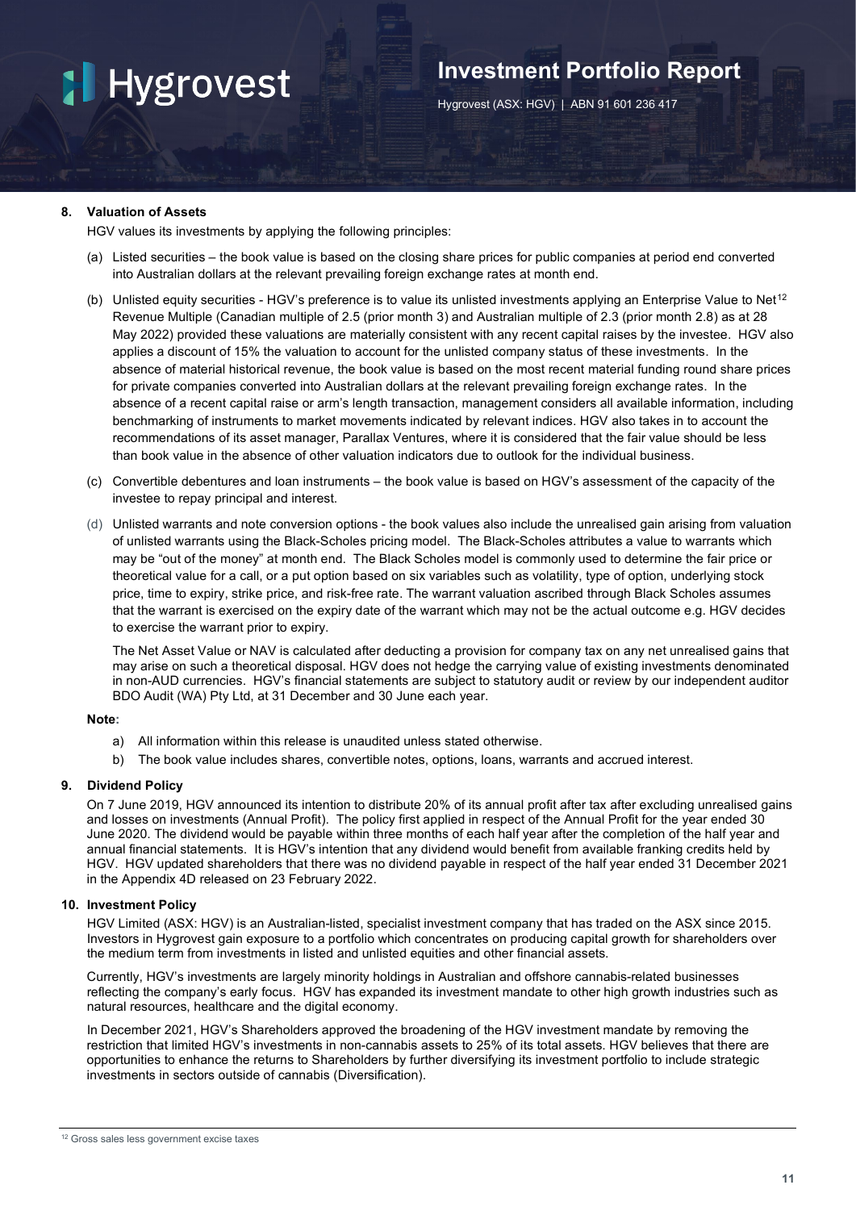## 8. Valuation of Assets

HGV values its investments by applying the following principles:

(a) Listed securities – the book value is based on the closing share prices for public companies at period end converted into Australian dollars at the relevant prevailing foreign exchange rates at month end.

(b) Unlisted equity securities - HGV's preference is to value its unlisted investments applying an Enterprise Value to Net[12] Revenue Multiple (Canadian multiple of 2.5 (prior month 3) and Australian multiple of 2.3 (prior month 2.8) as at 28 May 2022) provided these valuations are materially consistent with any recent capital raises by the investee. HGV also applies a discount of 15% the valuation to account for the unlisted company status of these investments. In the absence of material historical revenue, the book value is based on the most recent material funding round share prices for private companies converted into Australian dollars at the relevant prevailing foreign exchange rates. In the absence of a recent capital raise or arm's length transaction, management considers all available information, including benchmarking of instruments to market movements indicated by relevant indices. HGV also takes in to account the recommendations of its asset manager, Parallax Ventures, where it is considered that the fair value should be less than book value in the absence of other valuation indicators due to outlook for the individual business.

(c) Convertible debentures and loan instruments – the book value is based on HGV's assessment of the capacity of the investee to repay principal and interest.

(d) Unlisted warrants and note conversion options - the book values also include the unrealised gain arising from valuation of unlisted warrants using the Black-Scholes pricing model. The Black-Scholes attributes a value to warrants which may be "out of the money" at month end. The Black Scholes model is commonly used to determine the fair price or theoretical value for a call, or a put option based on six variables such as volatility, type of option, underlying stock price, time to expiry, strike price, and risk-free rate. The warrant valuation ascribed through Black Scholes assumes that the warrant is exercised on the expiry date of the warrant which may not be the actual outcome e.g. HGV decides to exercise the warrant prior to expiry.

The Net Asset Value or NAV is calculated after deducting a provision for company tax on any net unrealised gains that may arise on such a theoretical disposal. HGV does not hedge the carrying value of existing investments denominated in non-AUD currencies. HGV's financial statements are subject to statutory audit or review by our independent auditor BDO Audit (WA) Pty Ltd, at 31 December and 30 June each year.

**Note**:

a) All information within this release is unaudited unless stated otherwise.

b) The book value includes shares, convertible notes, options, loans, warrants and accrued interest.

## 9. Dividend Policy

On 7 June 2019, HGV announced its intention to distribute 20% of its annual profit after tax after excluding unrealised gains and losses on investments (Annual Profit). The policy first applied in respect of the Annual Profit for the year ended 30 June 2020. The dividend would be payable within three months of each half year after the completion of the half year and annual financial statements. It is HGV's intention that any dividend would benefit from available franking credits held by HGV. HGV updated shareholders that there was no dividend payable in respect of the half year ended 31 December 2021 in the Appendix 4D released on 23 February 2022.

## 10. Investment Policy

HGV Limited (ASX: HGV) is an Australian-listed, specialist investment company that has traded on the ASX since 2015. Investors in Hygrovest gain exposure to a portfolio which concentrates on producing capital growth for shareholders over the medium term from investments in listed and unlisted equities and other financial assets.

Currently, HGV's investments are largely minority holdings in Australian and offshore cannabis-related businesses reflecting the company's early focus. HGV has expanded its investment mandate to other high growth industries such as natural resources, healthcare and the digital economy.

In December 2021, HGV's Shareholders approved the broadening of the HGV investment mandate by removing the restriction that limited HGV's investments in non-cannabis assets to 25% of its total assets. HGV believes that there are opportunities to enhance the returns to Shareholders by further diversifying its investment portfolio to include strategic investments in sectors outside of cannabis (Diversification).

[12] Gross sales less government excise taxes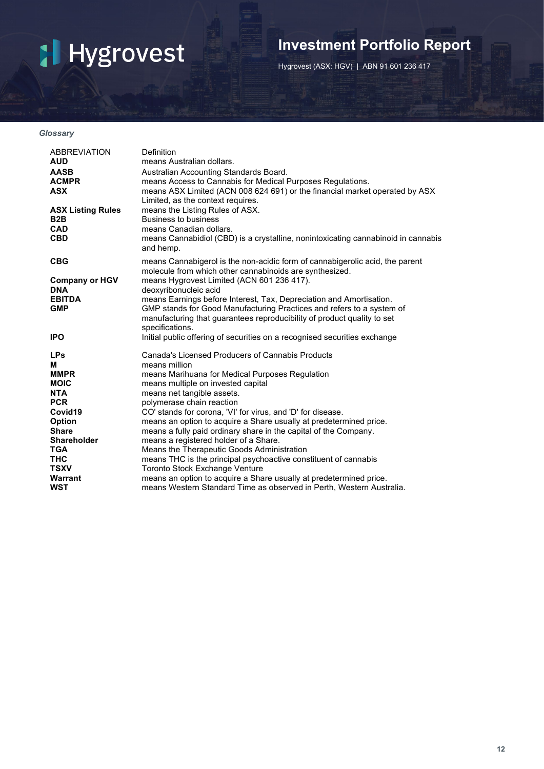*Glossary*

| ABBREVIATION | Definition |
|---|---|
| **AUD** | means Australian dollars. |
| **AASB** | Australian Accounting Standards Board. |
| **ACMPR** | means Access to Cannabis for Medical Purposes Regulations. |
| **ASX** | means ASX Limited (ACN 008 624 691) or the financial market operated by ASX Limited, as the context requires. |
| **ASX Listing Rules** | means the Listing Rules of ASX. |
| **B2B** | Business to business |
| **CAD** | means Canadian dollars. |
| **CBD** | means Cannabidiol (CBD) is a crystalline, nonintoxicating cannabinoid in cannabis and hemp. |
| **CBG** | means Cannabigerol is the non-acidic form of cannabigerolic acid, the parent molecule from which other cannabinoids are synthesized. |
| **Company or HGV** | means Hygrovest Limited (ACN 601 236 417). |
| **DNA** | deoxyribonucleic acid |
| **EBITDA** | means Earnings before Interest, Tax, Depreciation and Amortisation. |
| **GMP** | GMP stands for Good Manufacturing Practices and refers to a system of manufacturing that guarantees reproducibility of product quality to set specifications. |
| **IPO** | Initial public offering of securities on a recognised securities exchange |
| **LPs** | Canada's Licensed Producers of Cannabis Products |
| **M** | means million |
| **MMPR** | means Marihuana for Medical Purposes Regulation |
| **MOIC** | means multiple on invested capital |
| **NTA** | means net tangible assets. |
| **PCR** | polymerase chain reaction |
| **Covid19** | CO' stands for corona, 'VI' for virus, and 'D' for disease. |
| **Option** | means an option to acquire a Share usually at predetermined price. |
| **Share** | means a fully paid ordinary share in the capital of the Company. |
| **Shareholder** | means a registered holder of a Share. |
| **TGA** | Means the Therapeutic Goods Administration |
| **THC** | means THC is the principal psychoactive constituent of cannabis |
| **TSXV** | Toronto Stock Exchange Venture |
| **Warrant** | means an option to acquire a Share usually at predetermined price. |
| **WST** | means Western Standard Time as observed in Perth, Western Australia. |